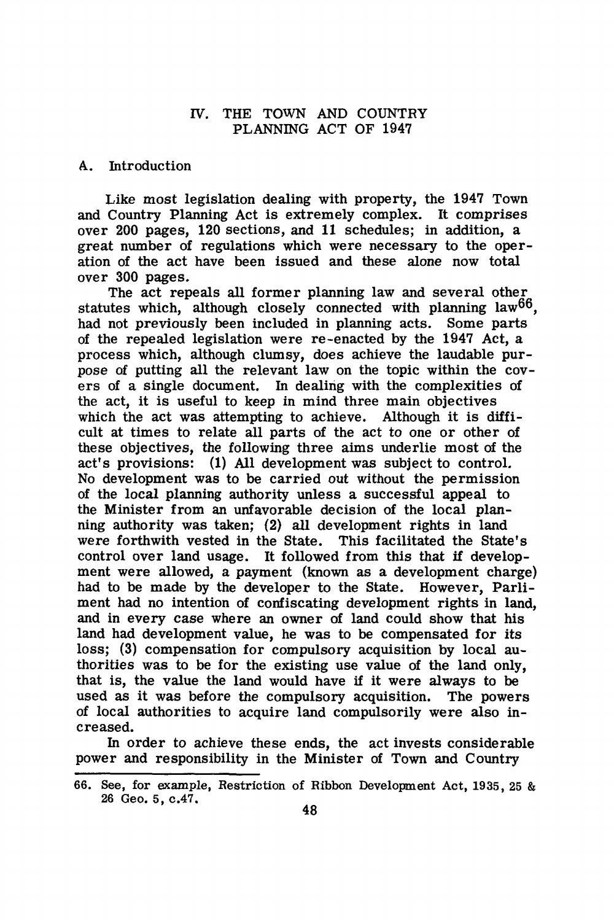## IV. THE TOWN AND COUNTRY PLANNING ACT OF 1947

### A. Introduction

Like most legislation dealing with property, the 1947 Town and Country Planning Act is extremely complex. It comprises over 200 pages, 120 sections, and 11 schedules; in addition, a great number of regulations which were necessary to the operation of the act have been issued and these alone now total over 300 pages.

The act repeals all former planning law and several other statutes which, although closely connected with planning law[66], had not previously been included in planning acts. Some parts of the repealed legislation were re-enacted by the 1947 Act, a process which, although clumsy, does achieve the laudable purpose of putting all the relevant law on the topic within the covers of a single document. In dealing with the complexities of the act, it is useful to keep in mind three main objectives which the act was attempting to achieve. Although it is difficult at times to relate all parts of the act to one or other of these objectives, the following three aims underlie most of the act's provisions: (1) All development was subject to control. No development was to be carried out without the permission of the local planning authority unless a successful appeal to the Minister from an unfavorable decision of the local planning authority was taken; (2) all development rights in land were forthwith vested in the State. This facilitated the State's control over land usage. It followed from this that if development were allowed, a payment (known as a development charge) had to be made by the developer to the State. However, Parliament had no intention of confiscating development rights in land, and in every case where an owner of land could show that his land had development value, he was to be compensated for its loss; (3) compensation for compulsory acquisition by local authorities was to be for the existing use value of the land only, that is, the value the land would have if it were always to be used as it was before the compulsory acquisition. The powers of local authorities to acquire land compulsorily were also increased.

In order to achieve these ends, the act invests considerable power and responsibility in the Minister of Town and Country

66. See, for example, Restriction of Ribbon Development Act, 1935, 25 & 26 Geo. 5, c.47.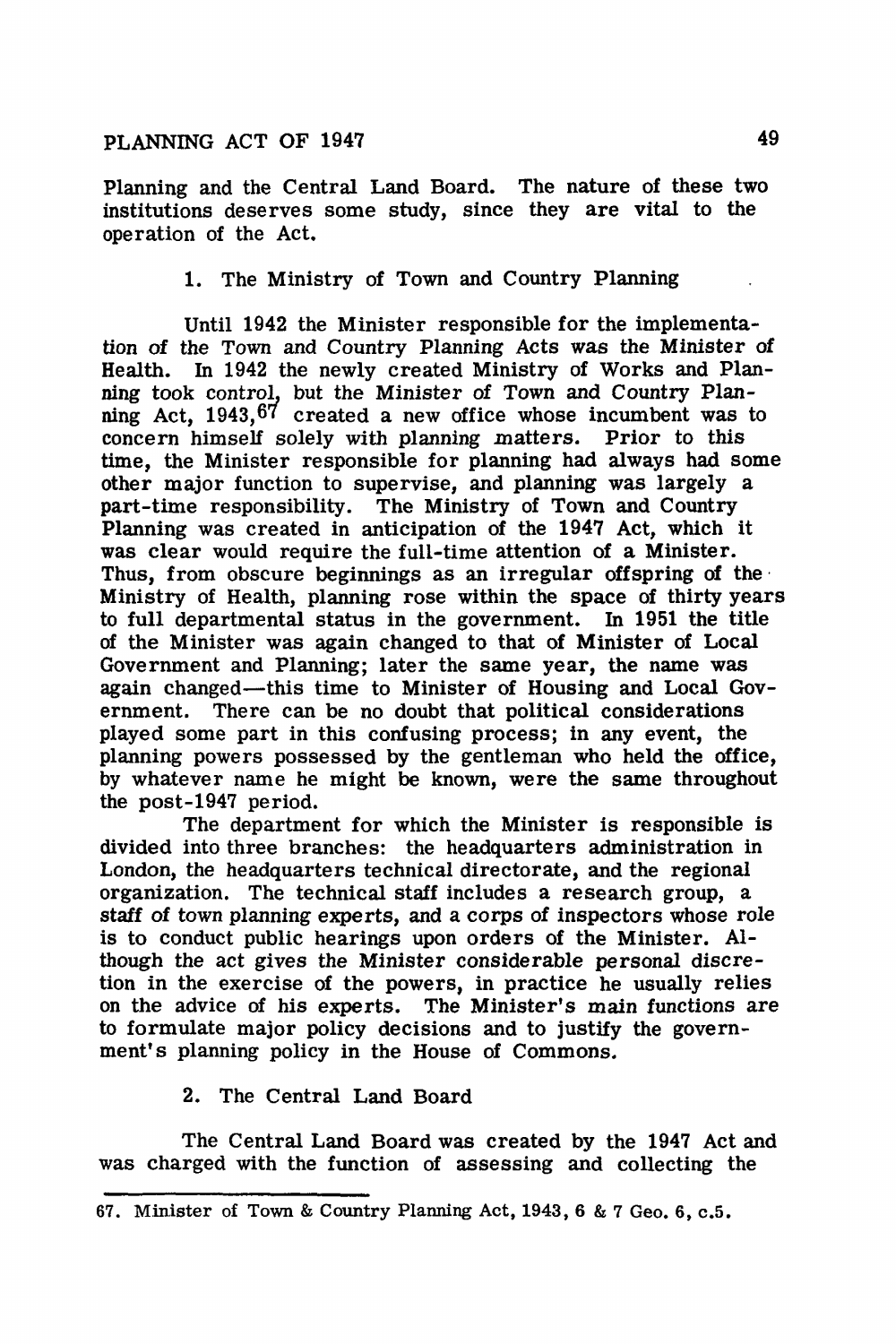Planning and the Central Land Board. The nature of these two institutions deserves some study, since they are vital to the operation of the Act.

### 1. The Ministry of Town and Country Planning

Until 1942 the Minister responsible for the implementation of the Town and Country Planning Acts was the Minister of Health. In 1942 the newly created Ministry of Works and Planning took control, but the Minister of Town and Country Planning Act, 1943,[67] created a new office whose incumbent was to concern himself solely with planning matters. Prior to this time, the Minister responsible for planning had always had some other major function to supervise, and planning was largely a part-time responsibility. The Ministry of Town and Country Planning was created in anticipation of the 1947 Act, which it was clear would require the full-time attention of a Minister. Thus, from obscure beginnings as an irregular offspring of the Ministry of Health, planning rose within the space of thirty years to full departmental status in the government. In 1951 the title of the Minister was again changed to that of Minister of Local Government and Planning; later the same year, the name was again changed—this time to Minister of Housing and Local Government. There can be no doubt that political considerations played some part in this confusing process; in any event, the planning powers possessed by the gentleman who held the office, by whatever name he might be known, were the same throughout the post-1947 period.

The department for which the Minister is responsible is divided into three branches: the headquarters administration in London, the headquarters technical directorate, and the regional organization. The technical staff includes a research group, a staff of town planning experts, and a corps of inspectors whose role is to conduct public hearings upon orders of the Minister. Although the act gives the Minister considerable personal discretion in the exercise of the powers, in practice he usually relies on the advice of his experts. The Minister's main functions are to formulate major policy decisions and to justify the government's planning policy in the House of Commons.

### 2. The Central Land Board

The Central Land Board was created by the 1947 Act and was charged with the function of assessing and collecting the

---

67. Minister of Town & Country Planning Act, 1943, 6 & 7 Geo. 6, c.5.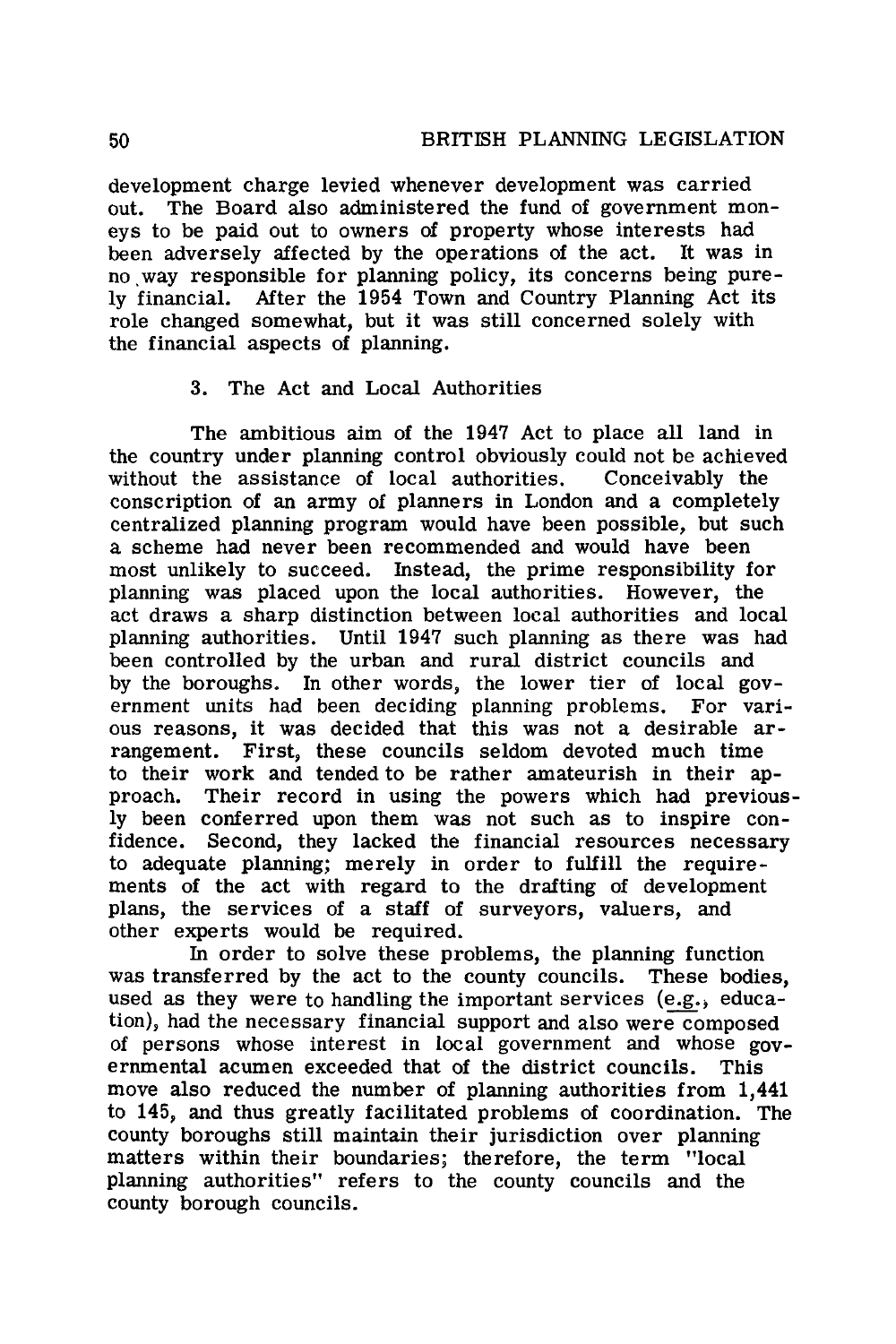development charge levied whenever development was carried out. The Board also administered the fund of government moneys to be paid out to owners of property whose interests had been adversely affected by the operations of the act. It was in no way responsible for planning policy, its concerns being purely financial. After the 1954 Town and Country Planning Act its role changed somewhat, but it was still concerned solely with the financial aspects of planning.

### 3. The Act and Local Authorities

The ambitious aim of the 1947 Act to place all land in the country under planning control obviously could not be achieved without the assistance of local authorities. Conceivably the conscription of an army of planners in London and a completely centralized planning program would have been possible, but such a scheme had never been recommended and would have been most unlikely to succeed. Instead, the prime responsibility for planning was placed upon the local authorities. However, the act draws a sharp distinction between local authorities and local planning authorities. Until 1947 such planning as there was had been controlled by the urban and rural district councils and by the boroughs. In other words, the lower tier of local government units had been deciding planning problems. For various reasons, it was decided that this was not a desirable arrangement. First, these councils seldom devoted much time to their work and tended to be rather amateurish in their approach. Their record in using the powers which had previously been conferred upon them was not such as to inspire confidence. Second, they lacked the financial resources necessary to adequate planning; merely in order to fulfill the requirements of the act with regard to the drafting of development plans, the services of a staff of surveyors, valuers, and other experts would be required.

In order to solve these problems, the planning function was transferred by the act to the county councils. These bodies, used as they were to handling the important services (e.g., education), had the necessary financial support and also were composed of persons whose interest in local government and whose governmental acumen exceeded that of the district councils. This move also reduced the number of planning authorities from 1,441 to 145, and thus greatly facilitated problems of coordination. The county boroughs still maintain their jurisdiction over planning matters within their boundaries; therefore, the term "local planning authorities" refers to the county councils and the county borough councils.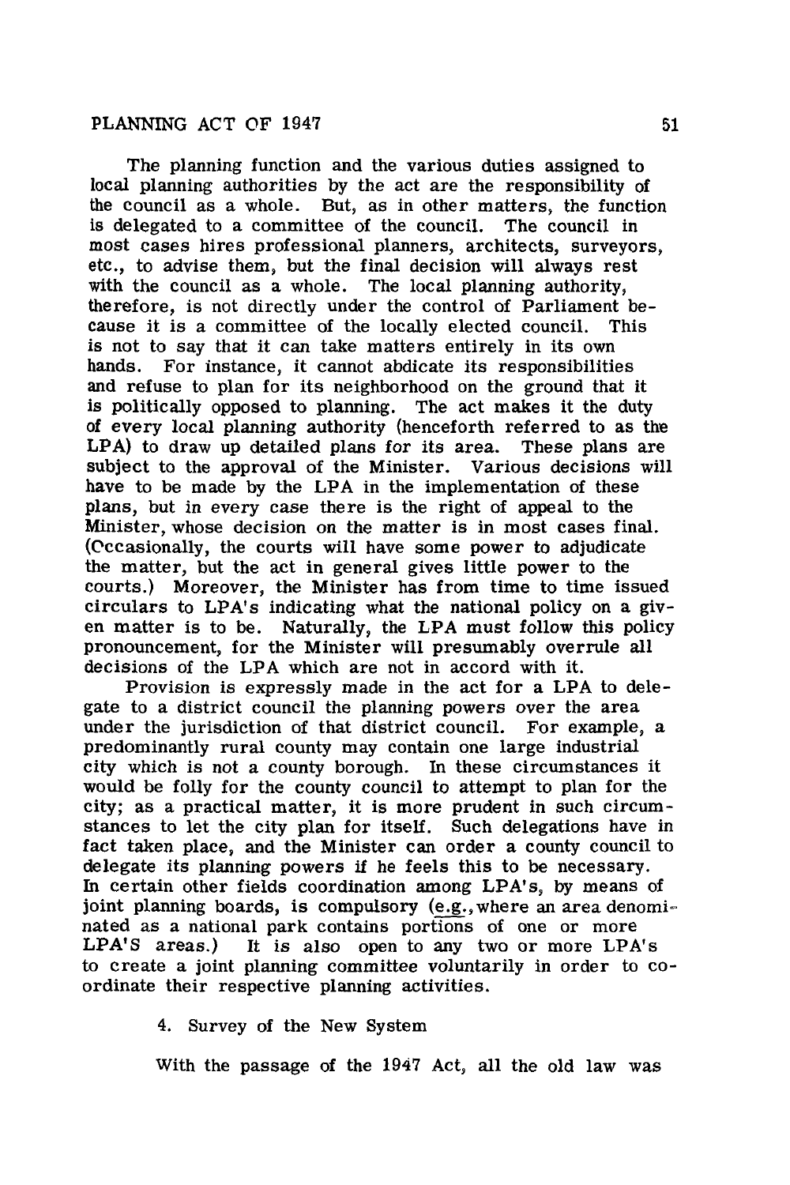The planning function and the various duties assigned to local planning authorities by the act are the responsibility of the council as a whole. But, as in other matters, the function is delegated to a committee of the council. The council in most cases hires professional planners, architects, surveyors, etc., to advise them, but the final decision will always rest with the council as a whole. The local planning authority, therefore, is not directly under the control of Parliament because it is a committee of the locally elected council. This is not to say that it can take matters entirely in its own hands. For instance, it cannot abdicate its responsibilities and refuse to plan for its neighborhood on the ground that it is politically opposed to planning. The act makes it the duty of every local planning authority (henceforth referred to as the LPA) to draw up detailed plans for its area. These plans are subject to the approval of the Minister. Various decisions will have to be made by the LPA in the implementation of these plans, but in every case there is the right of appeal to the Minister, whose decision on the matter is in most cases final. (Occasionally, the courts will have some power to adjudicate the matter, but the act in general gives little power to the courts.) Moreover, the Minister has from time to time issued circulars to LPA's indicating what the national policy on a given matter is to be. Naturally, the LPA must follow this policy pronouncement, for the Minister will presumably overrule all decisions of the LPA which are not in accord with it.

Provision is expressly made in the act for a LPA to delegate to a district council the planning powers over the area under the jurisdiction of that district council. For example, a predominantly rural county may contain one large industrial city which is not a county borough. In these circumstances it would be folly for the county council to attempt to plan for the city; as a practical matter, it is more prudent in such circumstances to let the city plan for itself. Such delegations have in fact taken place, and the Minister can order a county council to delegate its planning powers if he feels this to be necessary. In certain other fields coordination among LPA's, by means of joint planning boards, is compulsory (e.g., where an area denominated as a national park contains portions of one or more LPA'S areas.) It is also open to any two or more LPA's to create a joint planning committee voluntarily in order to coordinate their respective planning activities.

### 4. Survey of the New System

With the passage of the 1947 Act, all the old law was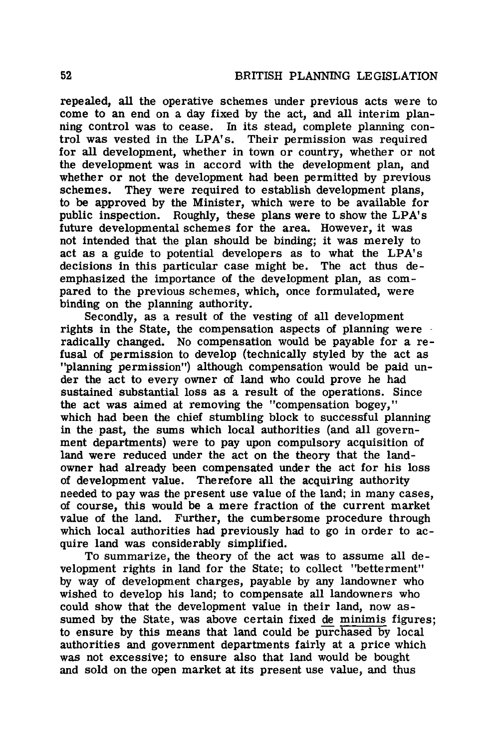repealed, all the operative schemes under previous acts were to come to an end on a day fixed by the act, and all interim planning control was to cease. In its stead, complete planning control was vested in the LPA's. Their permission was required for all development, whether in town or country, whether or not the development was in accord with the development plan, and whether or not the development had been permitted by previous schemes. They were required to establish development plans, to be approved by the Minister, which were to be available for public inspection. Roughly, these plans were to show the LPA's future developmental schemes for the area. However, it was not intended that the plan should be binding; it was merely to act as a guide to potential developers as to what the LPA's decisions in this particular case might be. The act thus deemphasized the importance of the development plan, as compared to the previous schemes, which, once formulated, were binding on the planning authority.

Secondly, as a result of the vesting of all development rights in the State, the compensation aspects of planning were radically changed. No compensation would be payable for a refusal of permission to develop (technically styled by the act as "planning permission") although compensation would be paid under the act to every owner of land who could prove he had sustained substantial loss as a result of the operations. Since the act was aimed at removing the "compensation bogey," which had been the chief stumbling block to successful planning in the past, the sums which local authorities (and all government departments) were to pay upon compulsory acquisition of land were reduced under the act on the theory that the landowner had already been compensated under the act for his loss of development value. Therefore all the acquiring authority needed to pay was the present use value of the land; in many cases, of course, this would be a mere fraction of the current market value of the land. Further, the cumbersome procedure through which local authorities had previously had to go in order to acquire land was considerably simplified.

To summarize, the theory of the act was to assume all development rights in land for the State; to collect "betterment" by way of development charges, payable by any landowner who wished to develop his land; to compensate all landowners who could show that the development value in their land, now assumed by the State, was above certain fixed <u>de minimis</u> figures; to ensure by this means that land could be <u>purchased by</u> local authorities and government departments fairly at a price which was not excessive; to ensure also that land would be bought and sold on the open market at its present use value, and thus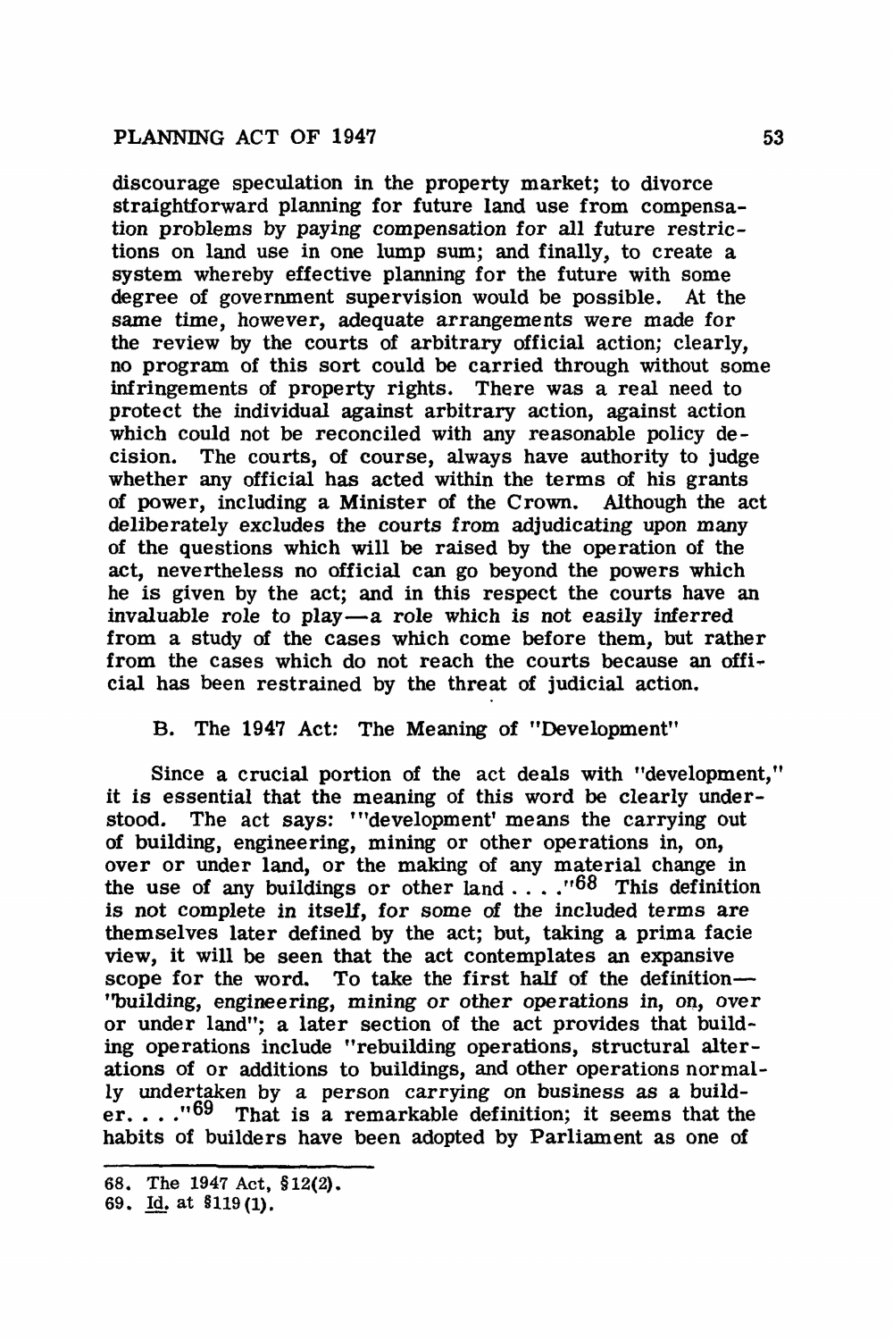discourage speculation in the property market; to divorce straightforward planning for future land use from compensation problems by paying compensation for all future restrictions on land use in one lump sum; and finally, to create a system whereby effective planning for the future with some degree of government supervision would be possible. At the same time, however, adequate arrangements were made for the review by the courts of arbitrary official action; clearly, no program of this sort could be carried through without some infringements of property rights. There was a real need to protect the individual against arbitrary action, against action which could not be reconciled with any reasonable policy decision. The courts, of course, always have authority to judge whether any official has acted within the terms of his grants of power, including a Minister of the Crown. Although the act deliberately excludes the courts from adjudicating upon many of the questions which will be raised by the operation of the act, nevertheless no official can go beyond the powers which he is given by the act; and in this respect the courts have an invaluable role to play—a role which is not easily inferred from a study of the cases which come before them, but rather from the cases which do not reach the courts because an official has been restrained by the threat of judicial action.

### B. The 1947 Act: The Meaning of "Development"

Since a crucial portion of the act deals with "development," it is essential that the meaning of this word be clearly understood. The act says: "'development' means the carrying out of building, engineering, mining or other operations in, on, over or under land, or the making of any material change in the use of any buildings or other land . . . ."[68] This definition is not complete in itself, for some of the included terms are themselves later defined by the act; but, taking a prima facie view, it will be seen that the act contemplates an expansive scope for the word. To take the first half of the definition—"building, engineering, mining or other operations in, on, over or under land"; a later section of the act provides that building operations include "rebuilding operations, structural alterations of or additions to buildings, and other operations normally undertaken by a person carrying on business as a builder. . . ."[69] That is a remarkable definition; it seems that the habits of builders have been adopted by Parliament as one of

---

68. The 1947 Act, §12(2).

69. Id. at §119(1).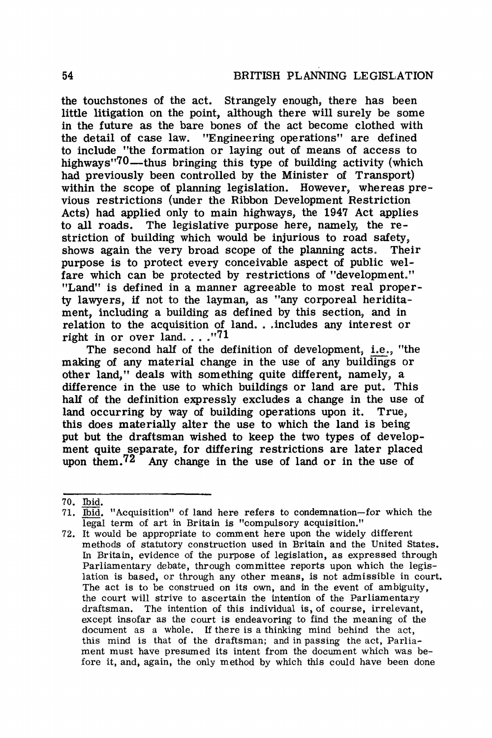the touchstones of the act. Strangely enough, there has been little litigation on the point, although there will surely be some in the future as the bare bones of the act become clothed with the detail of case law. "Engineering operations" are defined to include "the formation or laying out of means of access to highways"[70]—thus bringing this type of building activity (which had previously been controlled by the Minister of Transport) within the scope of planning legislation. However, whereas previous restrictions (under the Ribbon Development Restriction Acts) had applied only to main highways, the 1947 Act applies to all roads. The legislative purpose here, namely, the restriction of building which would be injurious to road safety, shows again the very broad scope of the planning acts. Their purpose is to protect every conceivable aspect of public welfare which can be protected by restrictions of "development." "Land" is defined in a manner agreeable to most real property lawyers, if not to the layman, as "any corporeal heriditament, including a building as defined by this section, and in relation to the acquisition of land. . .includes any interest or right in or over land. . . ."[71]

The second half of the definition of development, i.e., "the making of any material change in the use of any buildings or other land," deals with something quite different, namely, a difference in the use to which buildings or land are put. This half of the definition expressly excludes a change in the use of land occurring by way of building operations upon it. True, this does materially alter the use to which the land is being put but the draftsman wished to keep the two types of development quite separate, for differing restrictions are later placed upon them.[72] Any change in the use of land or in the use of

---

70. Ibid.

71. Ibid. "Acquisition" of land here refers to condemnation—for which the legal term of art in Britain is "compulsory acquisition."

72. It would be appropriate to comment here upon the widely different methods of statutory construction used in Britain and the United States. In Britain, evidence of the purpose of legislation, as expressed through Parliamentary debate, through committee reports upon which the legislation is based, or through any other means, is not admissible in court. The act is to be construed on its own, and in the event of ambiguity, the court will strive to ascertain the intention of the Parliamentary draftsman. The intention of this individual is, of course, irrelevant, except insofar as the court is endeavoring to find the meaning of the document as a whole. If there is a thinking mind behind the act, this mind is that of the draftsman; and in passing the act, Parliament must have presumed its intent from the document which was before it, and, again, the only method by which this could have been done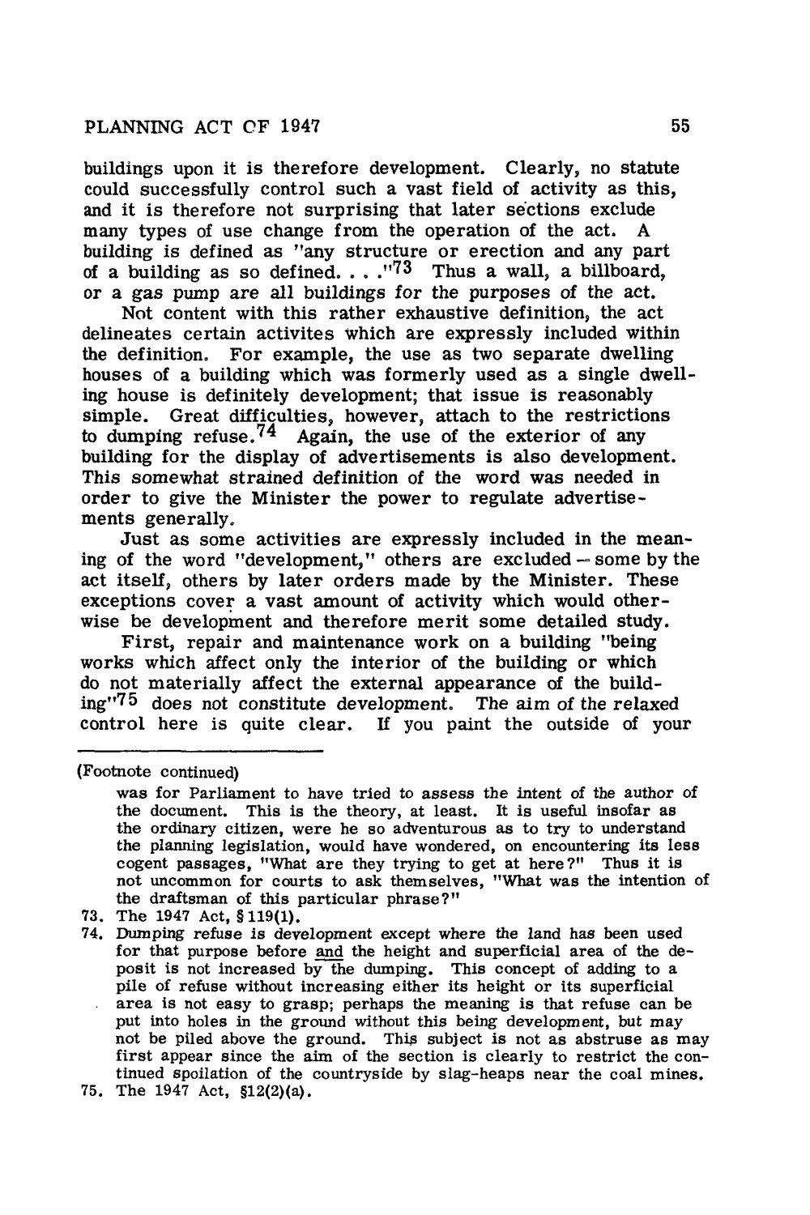buildings upon it is therefore development. Clearly, no statute could successfully control such a vast field of activity as this, and it is therefore not surprising that later sections exclude many types of use change from the operation of the act. A building is defined as "any structure or erection and any part of a building as so defined. . . ."[73] Thus a wall, a billboard, or a gas pump are all buildings for the purposes of the act.

Not content with this rather exhaustive definition, the act delineates certain activites which are expressly included within the definition. For example, the use as two separate dwelling houses of a building which was formerly used as a single dwelling house is definitely development; that issue is reasonably simple. Great difficulties, however, attach to the restrictions to dumping refuse.[74] Again, the use of the exterior of any building for the display of advertisements is also development. This somewhat strained definition of the word was needed in order to give the Minister the power to regulate advertisements generally.

Just as some activities are expressly included in the meaning of the word "development," others are excluded — some by the act itself, others by later orders made by the Minister. These exceptions cover a vast amount of activity which would otherwise be development and therefore merit some detailed study.

First, repair and maintenance work on a building "being works which affect only the interior of the building or which do not materially affect the external appearance of the building"[75] does not constitute development. The aim of the relaxed control here is quite clear. If you paint the outside of your

---

(Footnote continued)

was for Parliament to have tried to assess the intent of the author of the document. This is the theory, at least. It is useful insofar as the ordinary citizen, were he so adventurous as to try to understand the planning legislation, would have wondered, on encountering its less cogent passages, "What are they trying to get at here?" Thus it is not uncommon for courts to ask themselves, "What was the intention of the draftsman of this particular phrase?"

73. The 1947 Act, § 119(1).

74. Dumping refuse is development except where the land has been used for that purpose before _and_ the height and superficial area of the deposit is not increased by the dumping. This concept of adding to a pile of refuse without increasing either its height or its superficial area is not easy to grasp; perhaps the meaning is that refuse can be put into holes in the ground without this being development, but may not be piled above the ground. This subject is not as abstruse as may first appear since the aim of the section is clearly to restrict the continued spoilation of the countryside by slag-heaps near the coal mines.

75. The 1947 Act, §12(2)(a).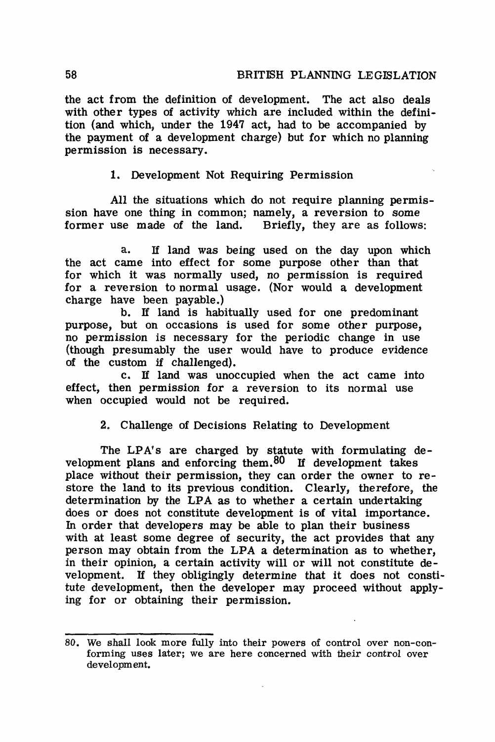the act from the definition of development. The act also deals with other types of activity which are included within the definition (and which, under the 1947 act, had to be accompanied by the payment of a development charge) but for which no planning permission is necessary.

### 1. Development Not Requiring Permission

All the situations which do not require planning permission have one thing in common; namely, a reversion to some former use made of the land. Briefly, they are as follows:

a. If land was being used on the day upon which the act came into effect for some purpose other than that for which it was normally used, no permission is required for a reversion to normal usage. (Nor would a development charge have been payable.)

b. If land is habitually used for one predominant purpose, but on occasions is used for some other purpose, no permission is necessary for the periodic change in use (though presumably the user would have to produce evidence of the custom if challenged).

c. If land was unoccupied when the act came into effect, then permission for a reversion to its normal use when occupied would not be required.

### 2. Challenge of Decisions Relating to Development

The LPA's are charged by statute with formulating development plans and enforcing them.[80] If development takes place without their permission, they can order the owner to restore the land to its previous condition. Clearly, therefore, the determination by the LPA as to whether a certain undertaking does or does not constitute development is of vital importance. In order that developers may be able to plan their business with at least some degree of security, the act provides that any person may obtain from the LPA a determination as to whether, in their opinion, a certain activity will or will not constitute development. If they obligingly determine that it does not constitute development, then the developer may proceed without applying for or obtaining their permission.

---

80. We shall look more fully into their powers of control over non-conforming uses later; we are here concerned with their control over development.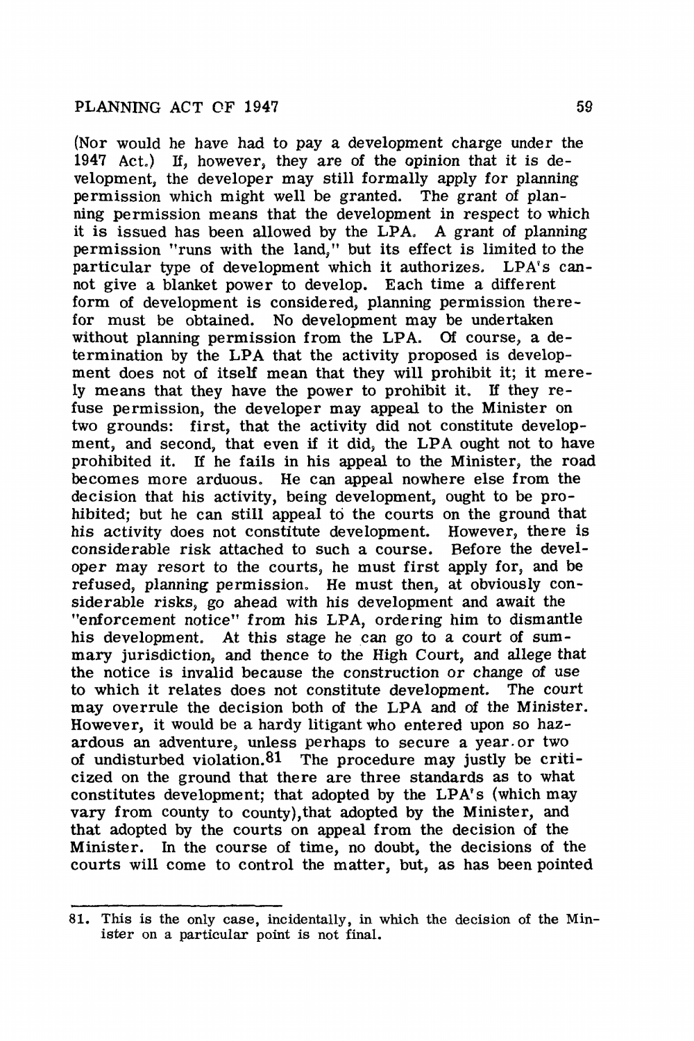(Nor would he have had to pay a development charge under the 1947 Act.) If, however, they are of the opinion that it is development, the developer may still formally apply for planning permission which might well be granted. The grant of planning permission means that the development in respect to which it is issued has been allowed by the LPA. A grant of planning permission "runs with the land," but its effect is limited to the particular type of development which it authorizes. LPA's cannot give a blanket power to develop. Each time a different form of development is considered, planning permission therefor must be obtained. No development may be undertaken without planning permission from the LPA. Of course, a determination by the LPA that the activity proposed is development does not of itself mean that they will prohibit it; it merely means that they have the power to prohibit it. If they refuse permission, the developer may appeal to the Minister on two grounds: first, that the activity did not constitute development, and second, that even if it did, the LPA ought not to have prohibited it. If he fails in his appeal to the Minister, the road becomes more arduous. He can appeal nowhere else from the decision that his activity, being development, ought to be prohibited; but he can still appeal to the courts on the ground that his activity does not constitute development. However, there is considerable risk attached to such a course. Before the developer may resort to the courts, he must first apply for, and be refused, planning permission. He must then, at obviously considerable risks, go ahead with his development and await the "enforcement notice" from his LPA, ordering him to dismantle his development. At this stage he can go to a court of summary jurisdiction, and thence to the High Court, and allege that the notice is invalid because the construction or change of use to which it relates does not constitute development. The court may overrule the decision both of the LPA and of the Minister. However, it would be a hardy litigant who entered upon so hazardous an adventure, unless perhaps to secure a year or two of undisturbed violation.[81] The procedure may justly be criticized on the ground that there are three standards as to what constitutes development; that adopted by the LPA's (which may vary from county to county), that adopted by the Minister, and that adopted by the courts on appeal from the decision of the Minister. In the course of time, no doubt, the decisions of the courts will come to control the matter, but, as has been pointed

---

81. This is the only case, incidentally, in which the decision of the Minister on a particular point is not final.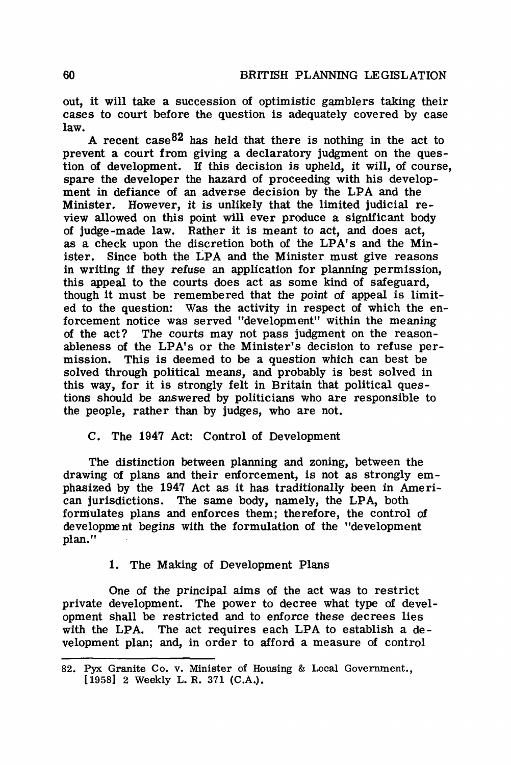out, it will take a succession of optimistic gamblers taking their cases to court before the question is adequately covered by case law.

A recent case[82] has held that there is nothing in the act to prevent a court from giving a declaratory judgment on the question of development. If this decision is upheld, it will, of course, spare the developer the hazard of proceeding with his development in defiance of an adverse decision by the LPA and the Minister. However, it is unlikely that the limited judicial review allowed on this point will ever produce a significant body of judge-made law. Rather it is meant to act, and does act, as a check upon the discretion both of the LPA's and the Minister. Since both the LPA and the Minister must give reasons in writing if they refuse an application for planning permission, this appeal to the courts does act as some kind of safeguard, though it must be remembered that the point of appeal is limited to the question: Was the activity in respect of which the enforcement notice was served "development" within the meaning of the act? The courts may not pass judgment on the reasonableness of the LPA's or the Minister's decision to refuse permission. This is deemed to be a question which can best be solved through political means, and probably is best solved in this way, for it is strongly felt in Britain that political questions should be answered by politicians who are responsible to the people, rather than by judges, who are not.

### C. The 1947 Act: Control of Development

The distinction between planning and zoning, between the drawing of plans and their enforcement, is not as strongly emphasized by the 1947 Act as it has traditionally been in American jurisdictions. The same body, namely, the LPA, both formulates plans and enforces them; therefore, the control of development begins with the formulation of the "development plan."

#### 1. The Making of Development Plans

One of the principal aims of the act was to restrict private development. The power to decree what type of development shall be restricted and to enforce these decrees lies with the LPA. The act requires each LPA to establish a development plan; and, in order to afford a measure of control

---

82. Pyx Granite Co. v. Minister of Housing & Local Government., [1958] 2 Weekly L. R. 371 (C.A.).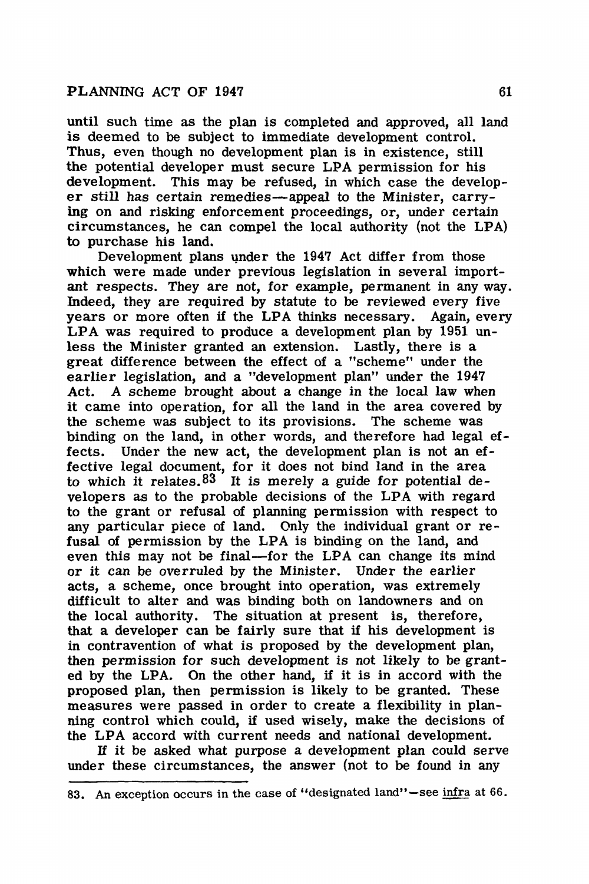until such time as the plan is completed and approved, all land is deemed to be subject to immediate development control. Thus, even though no development plan is in existence, still the potential developer must secure LPA permission for his development. This may be refused, in which case the developer still has certain remedies—appeal to the Minister, carrying on and risking enforcement proceedings, or, under certain circumstances, he can compel the local authority (not the LPA) to purchase his land.

Development plans under the 1947 Act differ from those which were made under previous legislation in several important respects. They are not, for example, permanent in any way. Indeed, they are required by statute to be reviewed every five years or more often if the LPA thinks necessary. Again, every LPA was required to produce a development plan by 1951 unless the Minister granted an extension. Lastly, there is a great difference between the effect of a "scheme" under the earlier legislation, and a "development plan" under the 1947 Act. A scheme brought about a change in the local law when it came into operation, for all the land in the area covered by the scheme was subject to its provisions. The scheme was binding on the land, in other words, and therefore had legal effects. Under the new act, the development plan is not an effective legal document, for it does not bind land in the area to which it relates.[83] It is merely a guide for potential developers as to the probable decisions of the LPA with regard to the grant or refusal of planning permission with respect to any particular piece of land. Only the individual grant or refusal of permission by the LPA is binding on the land, and even this may not be final—for the LPA can change its mind or it can be overruled by the Minister. Under the earlier acts, a scheme, once brought into operation, was extremely difficult to alter and was binding both on landowners and on the local authority. The situation at present is, therefore, that a developer can be fairly sure that if his development is in contravention of what is proposed by the development plan, then permission for such development is not likely to be granted by the LPA. On the other hand, if it is in accord with the proposed plan, then permission is likely to be granted. These measures were passed in order to create a flexibility in planning control which could, if used wisely, make the decisions of the LPA accord with current needs and national development.

If it be asked what purpose a development plan could serve under these circumstances, the answer (not to be found in any

---

83. An exception occurs in the case of "designated land"—see *infra* at 66.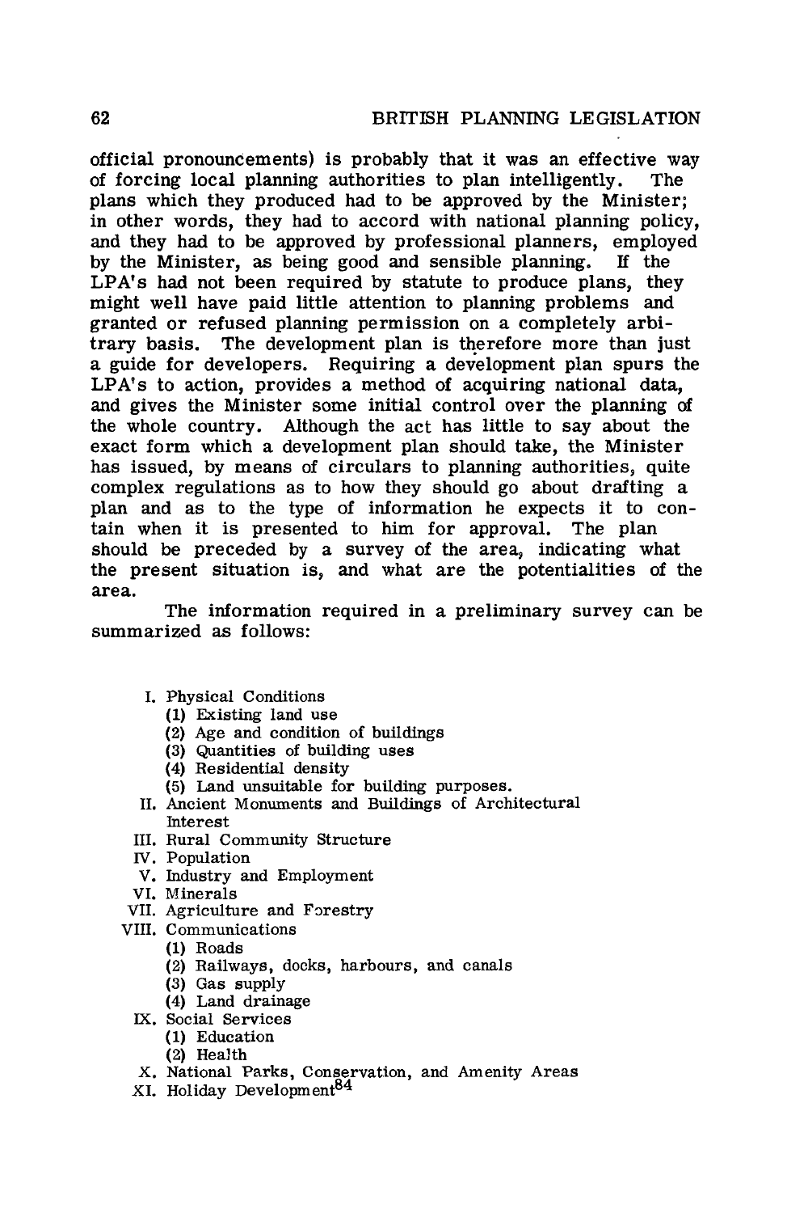official pronouncements) is probably that it was an effective way of forcing local planning authorities to plan intelligently. The plans which they produced had to be approved by the Minister; in other words, they had to accord with national planning policy, and they had to be approved by professional planners, employed by the Minister, as being good and sensible planning. If the LPA's had not been required by statute to produce plans, they might well have paid little attention to planning problems and granted or refused planning permission on a completely arbitrary basis. The development plan is therefore more than just a guide for developers. Requiring a development plan spurs the LPA's to action, provides a method of acquiring national data, and gives the Minister some initial control over the planning of the whole country. Although the act has little to say about the exact form which a development plan should take, the Minister has issued, by means of circulars to planning authorities, quite complex regulations as to how they should go about drafting a plan and as to the type of information he expects it to contain when it is presented to him for approval. The plan should be preceded by a survey of the area, indicating what the present situation is, and what are the potentialities of the area.

The information required in a preliminary survey can be summarized as follows:

I. Physical Conditions
   (1) Existing land use
   (2) Age and condition of buildings
   (3) Quantities of building uses
   (4) Residential density
   (5) Land unsuitable for building purposes.

II. Ancient Monuments and Buildings of Architectural Interest

III. Rural Community Structure

IV. Population

V. Industry and Employment

VI. Minerals

VII. Agriculture and Forestry

VIII. Communications
   (1) Roads
   (2) Railways, docks, harbours, and canals
   (3) Gas supply
   (4) Land drainage

IX. Social Services
   (1) Education
   (2) Health

X. National Parks, Conservation, and Amenity Areas

XI. Holiday Development[84]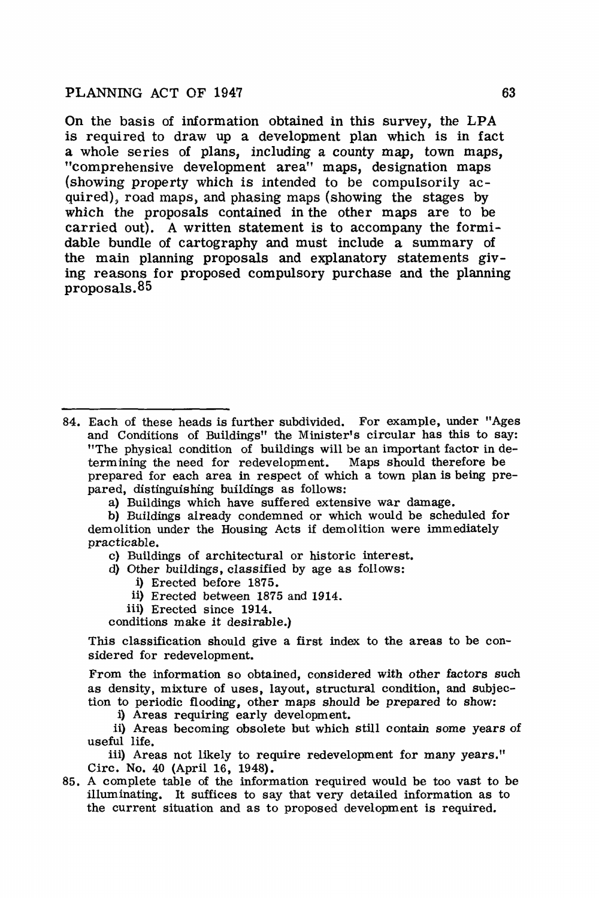On the basis of information obtained in this survey, the LPA is required to draw up a development plan which is in fact a whole series of plans, including a county map, town maps, "comprehensive development area" maps, designation maps (showing property which is intended to be compulsorily acquired), road maps, and phasing maps (showing the stages by which the proposals contained in the other maps are to be carried out). A written statement is to accompany the formidable bundle of cartography and must include a summary of the main planning proposals and explanatory statements giving reasons for proposed compulsory purchase and the planning proposals.[85]

---

84. Each of these heads is further subdivided. For example, under "Ages and Conditions of Buildings" the Minister's circular has this to say: "The physical condition of buildings will be an important factor in determining the need for redevelopment. Maps should therefore be prepared for each area in respect of which a town plan is being prepared, distinguishing buildings as follows:

    a) Buildings which have suffered extensive war damage.

    b) Buildings already condemned or which would be scheduled for demolition under the Housing Acts if demolition were immediately practicable.

    c) Buildings of architectural or historic interest.

    d) Other buildings, classified by age as follows:

    i) Erected before 1875.

    ii) Erected between 1875 and 1914.

    iii) Erected since 1914.

    conditions make it desirable.)

    This classification should give a first index to the areas to be considered for redevelopment.

    From the information so obtained, considered with other factors such as density, mixture of uses, layout, structural condition, and subjection to periodic flooding, other maps should be prepared to show:

    i) Areas requiring early development.

    ii) Areas becoming obsolete but which still contain some years of useful life.

    iii) Areas not likely to require redevelopment for many years." Circ. No. 40 (April 16, 1948).

85. A complete table of the information required would be too vast to be illuminating. It suffices to say that very detailed information as to the current situation and as to proposed development is required.